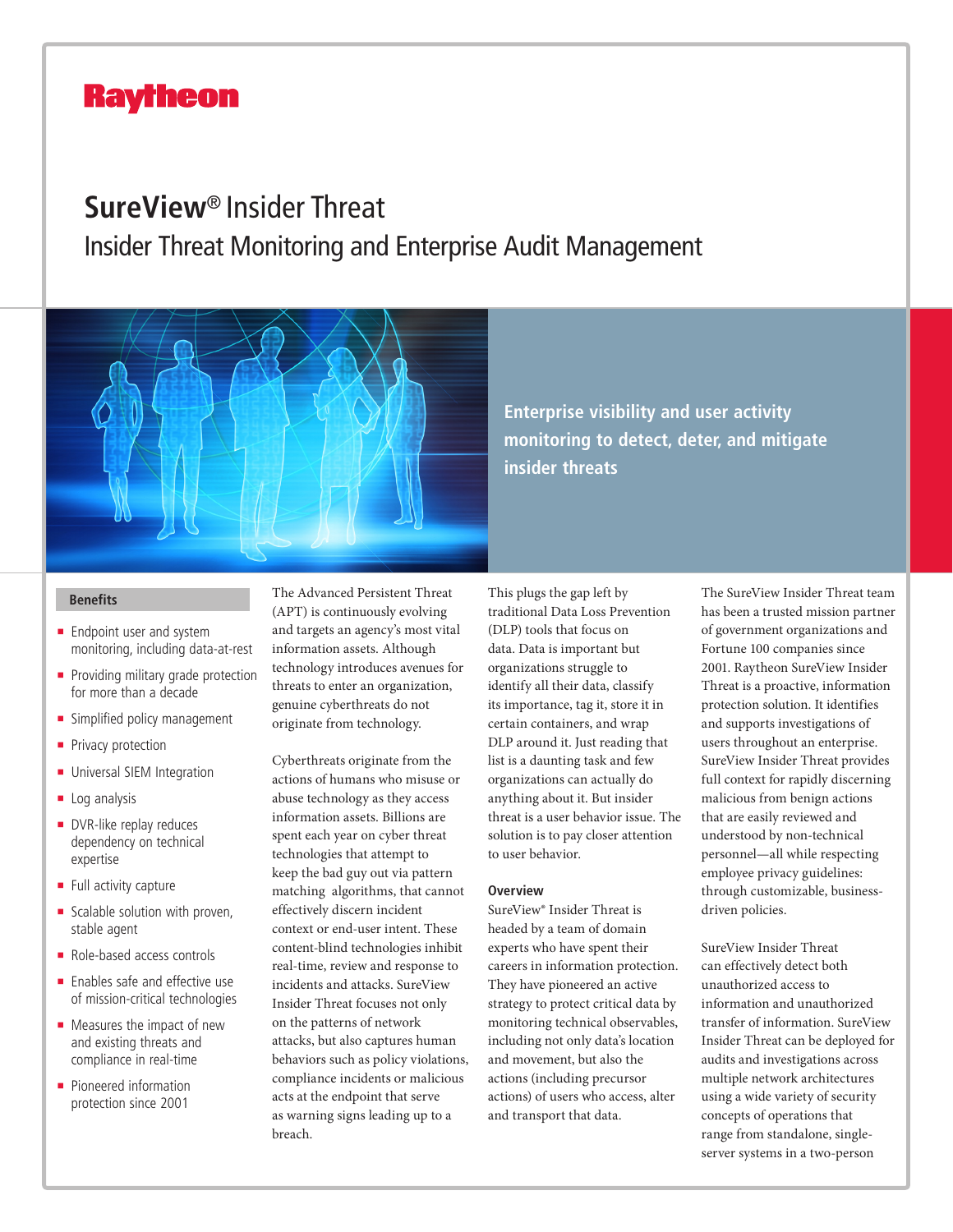Raytheon

# SureView® Insider Threat

## Insider Threat Monitoring and Enterprise Audit Management

**Enterprise visibility and user activity monitoring to detect, deter, and mitigate insider threats**

### Benefits

- Endpoint user and system monitoring, including data-at-rest
- Providing military grade protection for more than a decade
- Simplified policy management
- Privacy protection
- Universal SIEM Integration
- Log analysis
- DVR-like replay reduces dependency on technical expertise
- Full activity capture
- Scalable solution with proven, stable agent
- Role-based access controls
- Enables safe and effective use of mission-critical technologies
- Measures the impact of new and existing threats and compliance in real-time
- Pioneered information protection since 2001

The Advanced Persistent Threat (APT) is continuously evolving and targets an agency's most vital information assets. Although technology introduces avenues for threats to enter an organization, genuine cyberthreats do not originate from technology.

Cyberthreats originate from the actions of humans who misuse or abuse technology as they access information assets. Billions are spent each year on cyber threat technologies that attempt to keep the bad guy out via pattern matching algorithms, that cannot effectively discern incident context or end-user intent. These content-blind technologies inhibit real-time, review and response to incidents and attacks. SureView Insider Threat focuses not only on the patterns of network attacks, but also captures human behaviors such as policy violations, compliance incidents or malicious acts at the endpoint that serve as warning signs leading up to a breach.

This plugs the gap left by traditional Data Loss Prevention (DLP) tools that focus on data. Data is important but organizations struggle to identify all their data, classify its importance, tag it, store it in certain containers, and wrap DLP around it. Just reading that list is a daunting task and few organizations can actually do anything about it. But insider threat is a user behavior issue. The solution is to pay closer attention to user behavior.

### Overview

SureView® Insider Threat is headed by a team of domain experts who have spent their careers in information protection. They have pioneered an active strategy to protect critical data by monitoring technical observables, including not only data's location and movement, but also the actions (including precursor actions) of users who access, alter and transport that data.

The SureView Insider Threat team has been a trusted mission partner of government organizations and Fortune 100 companies since 2001. Raytheon SureView Insider Threat is a proactive, information protection solution. It identifies and supports investigations of users throughout an enterprise. SureView Insider Threat provides full context for rapidly discerning malicious from benign actions that are easily reviewed and understood by non-technical personnel—all while respecting employee privacy guidelines: through customizable, business-driven policies.

SureView Insider Threat can effectively detect both unauthorized access to information and unauthorized transfer of information. SureView Insider Threat can be deployed for audits and investigations across multiple network architectures using a wide variety of security concepts of operations that range from standalone, single-server systems in a two-person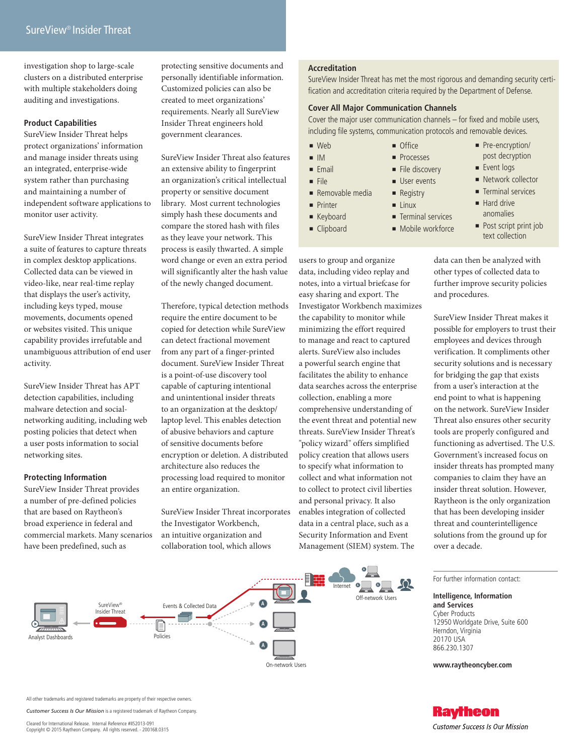investigation shop to large-scale clusters on a distributed enterprise with multiple stakeholders doing auditing and investigations.

### Product Capabilities

SureView Insider Threat helps protect organizations' information and manage insider threats using an integrated, enterprise-wide system rather than purchasing and maintaining a number of independent software applications to monitor user activity.

SureView Insider Threat integrates a suite of features to capture threats in complex desktop applications. Collected data can be viewed in video-like, near real-time replay that displays the user's activity, including keys typed, mouse movements, documents opened or websites visited. This unique capability provides irrefutable and unambiguous attribution of end user activity.

SureView Insider Threat has APT detection capabilities, including malware detection and social-networking auditing, including web posting policies that detect when a user posts information to social networking sites.

### Protecting Information

SureView Insider Threat provides a number of pre-defined policies that are based on Raytheon's broad experience in federal and commercial markets. Many scenarios have been predefined, such as protecting sensitive documents and personally identifiable information. Customized policies can also be created to meet organizations' requirements. Nearly all SureView Insider Threat engineers hold government clearances.

SureView Insider Threat also features an extensive ability to fingerprint an organization's critical intellectual property or sensitive document library. Most current technologies simply hash these documents and compare the stored hash with files as they leave your network. This process is easily thwarted. A simple word change or even an extra period will significantly alter the hash value of the newly changed document.

Therefore, typical detection methods require the entire document to be copied for detection while SureView can detect fractional movement from any part of a finger-printed document. SureView Insider Threat is a point-of-use discovery tool capable of capturing intentional and unintentional insider threats to an organization at the desktop/laptop level. This enables detection of abusive behaviors and capture of sensitive documents before encryption or deletion. A distributed architecture also reduces the processing load required to monitor an entire organization.

SureView Insider Threat incorporates the Investigator Workbench, an intuitive organization and collaboration tool, which allows users to group and organize data, including video replay and notes, into a virtual briefcase for easy sharing and export. The Investigator Workbench maximizes the capability to monitor while minimizing the effort required to manage and react to captured alerts. SureView also includes a powerful search engine that facilitates the ability to enhance data searches across the enterprise collection, enabling a more comprehensive understanding of the event threat and potential new threats. SureView Insider Threat's "policy wizard" offers simplified policy creation that allows users to specify what information to collect and what information not to collect to protect civil liberties and personal privacy. It also enables integration of collected data in a central place, such as a Security Information and Event Management (SIEM) system. The data can then be analyzed with other types of collected data to further improve security policies and procedures.

SureView Insider Threat makes it possible for employers to trust their employees and devices through verification. It compliments other security solutions and is necessary for bridging the gap that exists from a user's interaction at the end point to what is happening on the network. SureView Insider Threat also ensures other security tools are properly configured and functioning as advertised. The U.S. Government's increased focus on insider threats has prompted many companies to claim they have an insider threat solution. However, Raytheon is the only organization that has been developing insider threat and counterintelligence solutions from the ground up for over a decade.

### Accreditation

SureView Insider Threat has met the most rigorous and demanding security certification and accreditation criteria required by the Department of Defense.

### Cover All Major Communication Channels

Cover the major user communication channels – for fixed and mobile users, including file systems, communication protocols and removable devices.

- Web
- IM
- Email
- File
- Removable media
- Printer
- Keyboard
- Clipboard
- Office
- Processes
- File discovery
- User events
- Registry
- Linux
- Terminal services
- Mobile workforce
- Pre-encryption/post decryption
- Event logs
- Network collector
- Terminal services
- Hard drive anomalies
- Post script print job text collection

Analyst Dashboards

SureView® Insider Threat

Events & Collected Data

Policies

Internet

Off-network Users

On-network Users

For further information contact:

**Intelligence, Information and Services**
Cyber Products
12950 Worldgate Drive, Suite 600
Herndon, Virginia
20170 USA
866.230.1307

**www.raytheoncyber.com**

All other trademarks and registered trademarks are property of their respective owners.

*Customer Success Is Our Mission* is a registered trademark of Raytheon Company.

Cleared for International Release. Internal Reference #IIS2013-091
Copyright © 2015 Raytheon Company. All rights reserved. - 200168.0315

Raytheon
*Customer Success Is Our Mission*